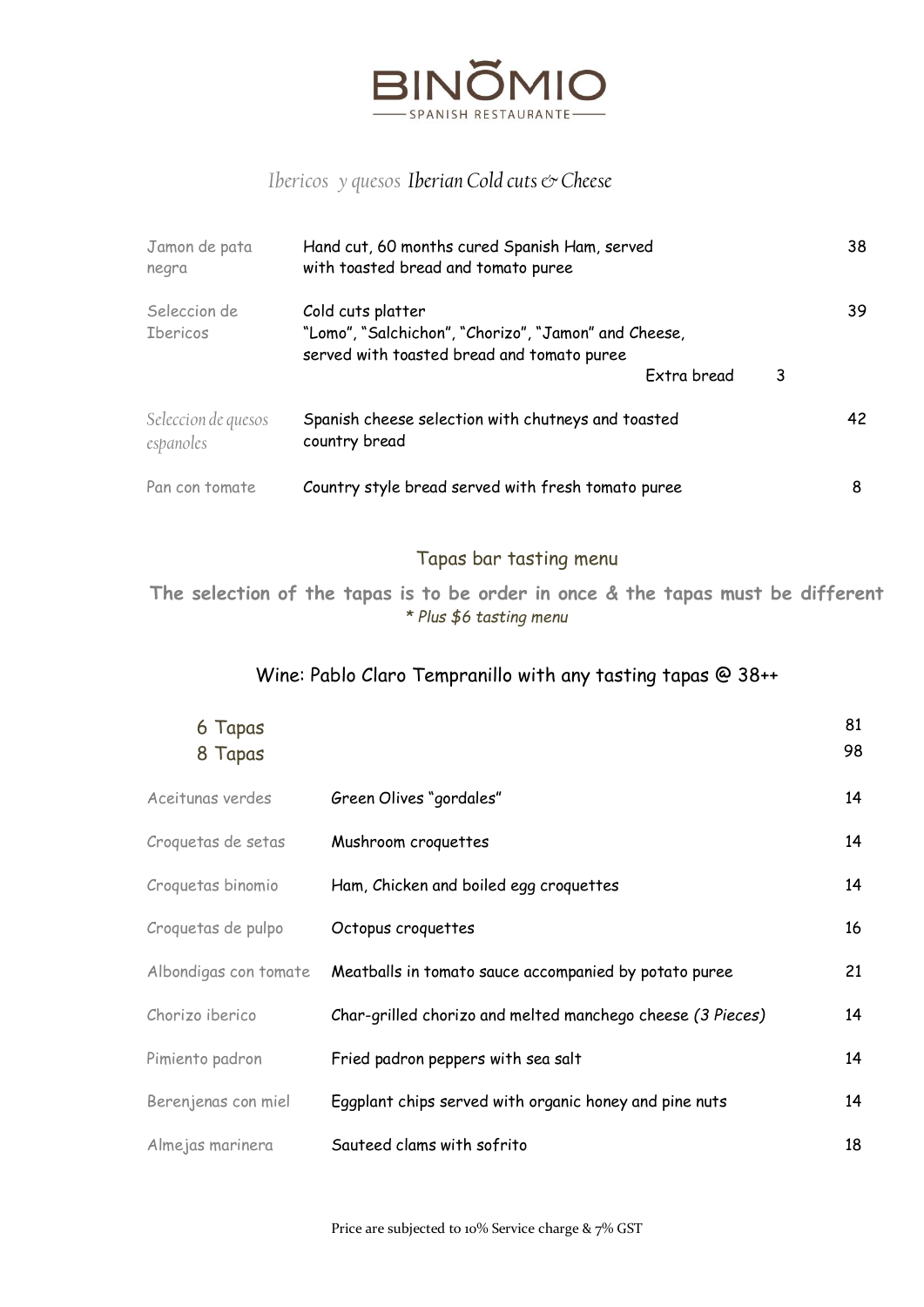# BINOMIO

SPANISH RESTAURANTE

## *Ibericos y quesos Iberian Cold cuts & Cheese*

| | | |
|---|---|---|
| Jamon de pata negra | Hand cut, 60 months cured Spanish Ham, served with toasted bread and tomato puree | 38 |
| Seleccion de Ibericos | Cold cuts platter<br>"Lomo", "Salchichon", "Chorizo", "Jamon" and Cheese, served with toasted bread and tomato puree<br>Extra bread 3 | 39 |
| *Seleccion de quesos espanoles* | Spanish cheese selection with chutneys and toasted country bread | 42 |
| Pan con tomate | Country style bread served with fresh tomato puree | 8 |

## Tapas bar tasting menu

**The selection of the tapas is to be order in once & the tapas must be different**

*\* Plus $6 tasting menu*

Wine: Pablo Claro Tempranillo with any tasting tapas @ 38++

| | | |
|---|---|---|
| 6 Tapas | | 81 |
| 8 Tapas | | 98 |
| Aceitunas verdes | Green Olives "gordales" | 14 |
| Croquetas de setas | Mushroom croquettes | 14 |
| Croquetas binomio | Ham, Chicken and boiled egg croquettes | 14 |
| Croquetas de pulpo | Octopus croquettes | 16 |
| Albondigas con tomate | Meatballs in tomato sauce accompanied by potato puree | 21 |
| Chorizo iberico | Char-grilled chorizo and melted manchego cheese *(3 Pieces)* | 14 |
| Pimiento padron | Fried padron peppers with sea salt | 14 |
| Berenjenas con miel | Eggplant chips served with organic honey and pine nuts | 14 |
| Almejas marinera | Sauteed clams with sofrito | 18 |

Price are subjected to 10% Service charge & 7% GST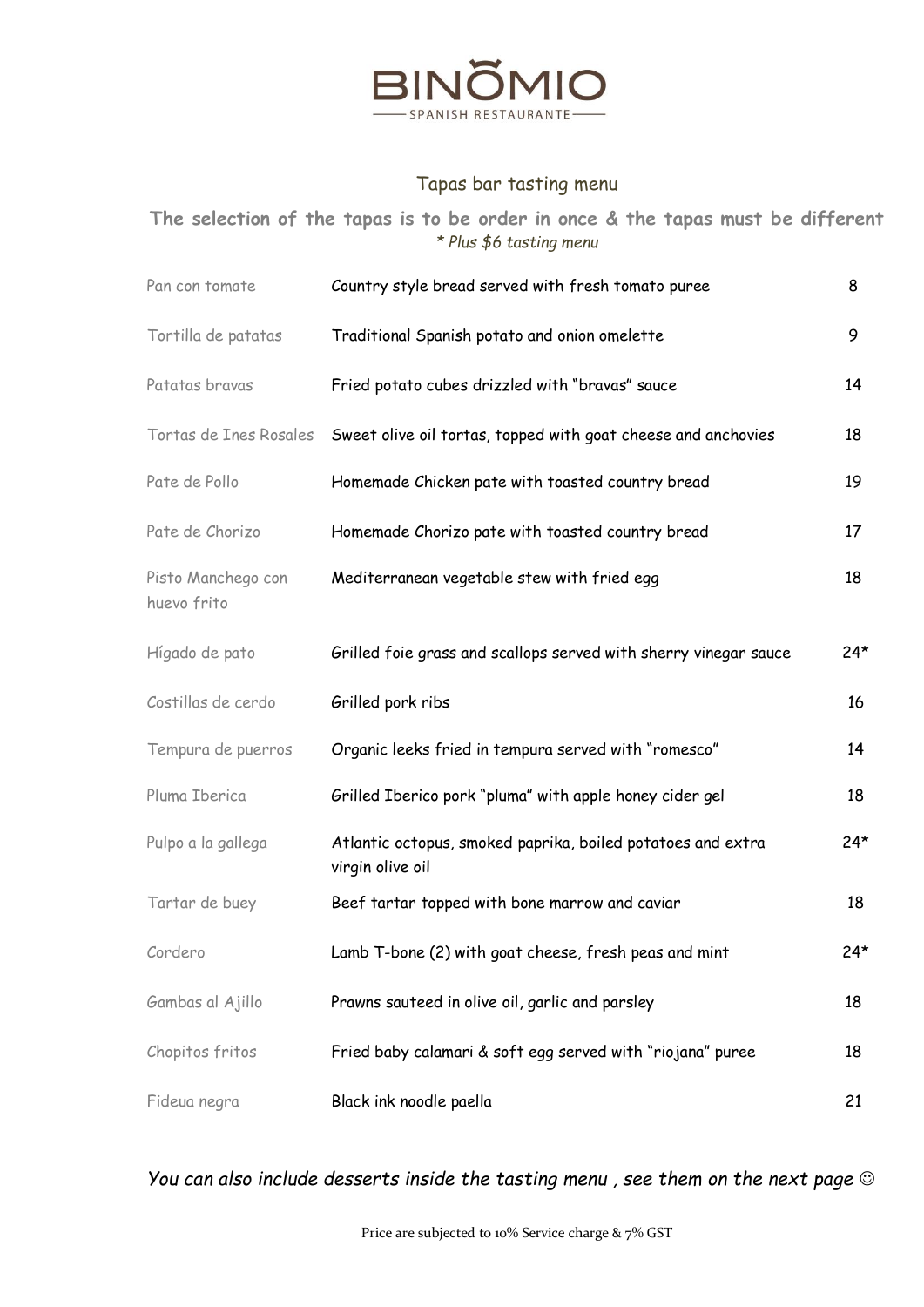# BINOMIO

SPANISH RESTAURANTE

## Tapas bar tasting menu

**The selection of the tapas is to be order in once & the tapas must be different**

*\* Plus $6 tasting menu*

| | | |
|---|---|---|
| Pan con tomate | Country style bread served with fresh tomato puree | 8 |
| Tortilla de patatas | Traditional Spanish potato and onion omelette | 9 |
| Patatas bravas | Fried potato cubes drizzled with "bravas" sauce | 14 |
| Tortas de Ines Rosales | Sweet olive oil tortas, topped with goat cheese and anchovies | 18 |
| Pate de Pollo | Homemade Chicken pate with toasted country bread | 19 |
| Pate de Chorizo | Homemade Chorizo pate with toasted country bread | 17 |
| Pisto Manchego con huevo frito | Mediterranean vegetable stew with fried egg | 18 |
| Hígado de pato | Grilled foie grass and scallops served with sherry vinegar sauce | 24* |
| Costillas de cerdo | Grilled pork ribs | 16 |
| Tempura de puerros | Organic leeks fried in tempura served with "romesco" | 14 |
| Pluma Iberica | Grilled Iberico pork "pluma" with apple honey cider gel | 18 |
| Pulpo a la gallega | Atlantic octopus, smoked paprika, boiled potatoes and extra virgin olive oil | 24* |
| Tartar de buey | Beef tartar topped with bone marrow and caviar | 18 |
| Cordero | Lamb T-bone (2) with goat cheese, fresh peas and mint | 24* |
| Gambas al Ajillo | Prawns sauteed in olive oil, garlic and parsley | 18 |
| Chopitos fritos | Fried baby calamari & soft egg served with "riojana" puree | 18 |
| Fideua negra | Black ink noodle paella | 21 |

*You can also include desserts inside the tasting menu , see them on the next page ☺*

Price are subjected to 10% Service charge & 7% GST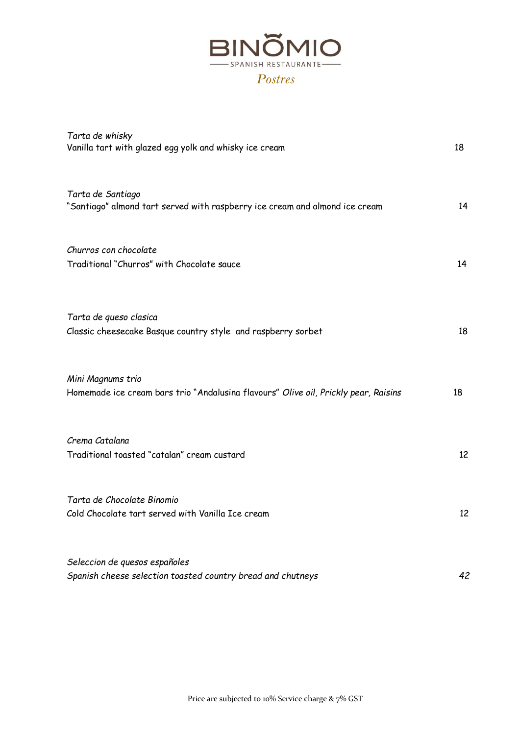# BINOMIO

SPANISH RESTAURANTE

## *Postres*

| | |
|---|---|
| *Tarta de whisky*<br>Vanilla tart with glazed egg yolk and whisky ice cream | 18 |
| *Tarta de Santiago*<br>"Santiago" almond tart served with raspberry ice cream and almond ice cream | 14 |
| *Churros con chocolate*<br>Traditional "Churros" with Chocolate sauce | 14 |
| *Tarta de queso clasica*<br>Classic cheesecake Basque country style and raspberry sorbet | 18 |
| *Mini Magnums trio*<br>Homemade ice cream bars trio "Andalusina flavours" *Olive oil, Prickly pear, Raisins* | 18 |
| *Crema Catalana*<br>Traditional toasted "catalan" cream custard | 12 |
| *Tarta de Chocolate Binomio*<br>Cold Chocolate tart served with Vanilla Ice cream | 12 |
| *Seleccion de quesos españoles*<br>*Spanish cheese selection toasted country bread and chutneys* | *42* |

Price are subjected to 10% Service charge & 7% GST